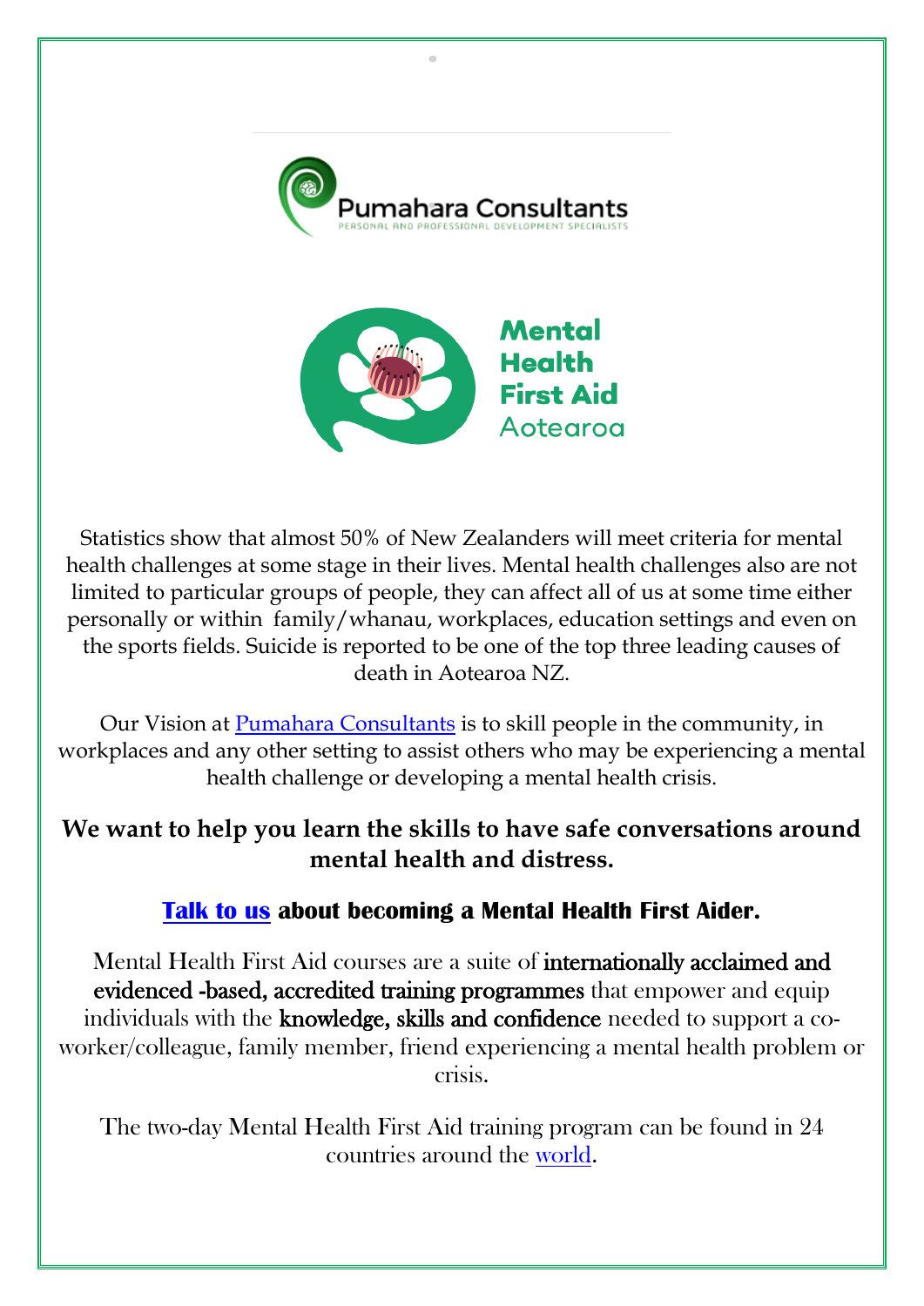Pumahara Consultants

PERSONAL AND PROFESSIONAL DEVELOPMENT SPECIALISTS

Mental Health First Aid Aotearoa

Statistics show that almost 50% of New Zealanders will meet criteria for mental health challenges at some stage in their lives. Mental health challenges also are not limited to particular groups of people, they can affect all of us at some time either personally or within family/whanau, workplaces, education settings and even on the sports fields. Suicide is reported to be one of the top three leading causes of death in Aotearoa NZ.

Our Vision at Pumahara Consultants is to skill people in the community, in workplaces and any other setting to assist others who may be experiencing a mental health challenge or developing a mental health crisis.

**We want to help you learn the skills to have safe conversations around mental health and distress.**

**Talk to us about becoming a Mental Health First Aider.**

Mental Health First Aid courses are a suite of **internationally acclaimed and evidenced -based, accredited training programmes** that empower and equip individuals with the **knowledge, skills and confidence** needed to support a co-worker/colleague, family member, friend experiencing a mental health problem or crisis.

The two-day Mental Health First Aid training program can be found in 24 countries around the world.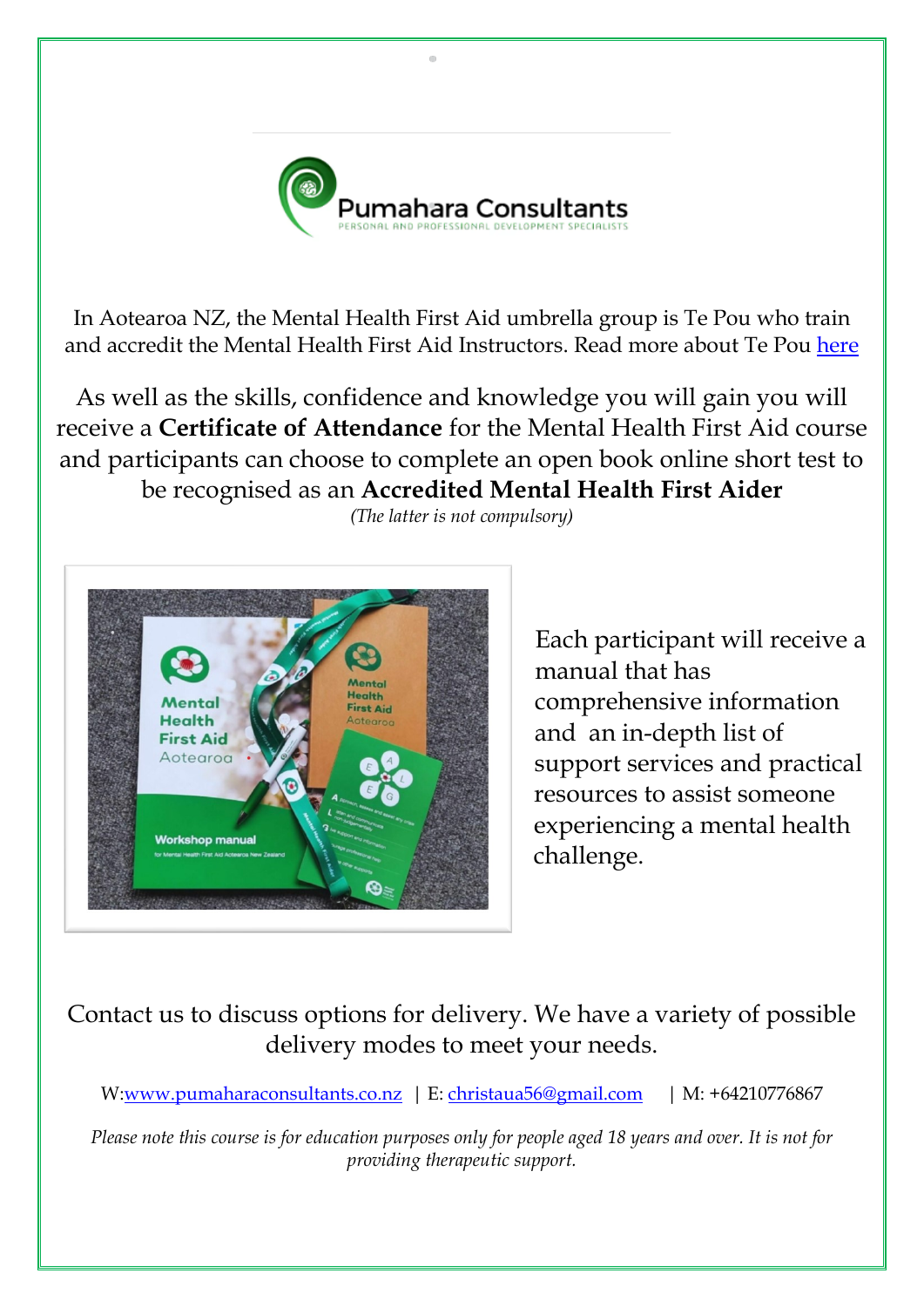Pumahara Consultants

PERSONAL AND PROFESSIONAL DEVELOPMENT SPECIALISTS

In Aotearoa NZ, the Mental Health First Aid umbrella group is Te Pou who train and accredit the Mental Health First Aid Instructors. Read more about Te Pou here

As well as the skills, confidence and knowledge you will gain you will receive a **Certificate of Attendance** for the Mental Health First Aid course and participants can choose to complete an open book online short test to be recognised as an **Accredited Mental Health First Aider**

*(The latter is not compulsory)*

Each participant will receive a manual that has comprehensive information and an in-depth list of support services and practical resources to assist someone experiencing a mental health challenge.

Contact us to discuss options for delivery. We have a variety of possible delivery modes to meet your needs.

W:www.pumaharaconsultants.co.nz | E: christaua56@gmail.com | M: +64210776867

*Please note this course is for education purposes only for people aged 18 years and over. It is not for providing therapeutic support.*